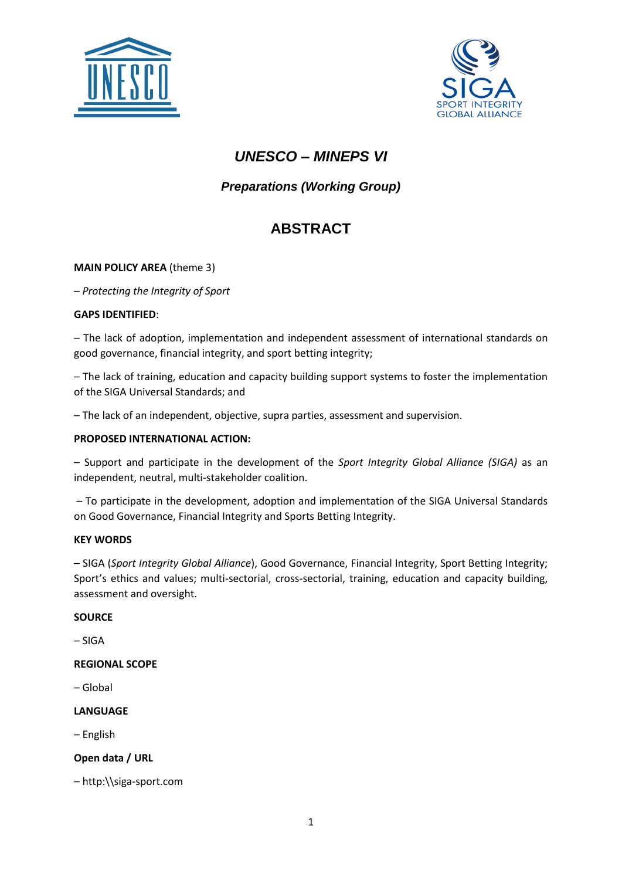# *UNESCO – MINEPS VI*

## *Preparations (Working Group)*

## ABSTRACT

**MAIN POLICY AREA** (theme 3)

– *Protecting the Integrity of Sport*

**GAPS IDENTIFIED**:

– The lack of adoption, implementation and independent assessment of international standards on good governance, financial integrity, and sport betting integrity;

– The lack of training, education and capacity building support systems to foster the implementation of the SIGA Universal Standards; and

– The lack of an independent, objective, supra parties, assessment and supervision.

**PROPOSED INTERNATIONAL ACTION:**

– Support and participate in the development of the *Sport Integrity Global Alliance (SIGA)* as an independent, neutral, multi-stakeholder coalition.

– To participate in the development, adoption and implementation of the SIGA Universal Standards on Good Governance, Financial Integrity and Sports Betting Integrity.

**KEY WORDS**

– SIGA (*Sport Integrity Global Alliance*), Good Governance, Financial Integrity, Sport Betting Integrity; Sport's ethics and values; multi-sectorial, cross-sectorial, training, education and capacity building, assessment and oversight.

**SOURCE**

– SIGA

**REGIONAL SCOPE**

– Global

**LANGUAGE**

– English

**Open data / URL**

– http:\\siga-sport.com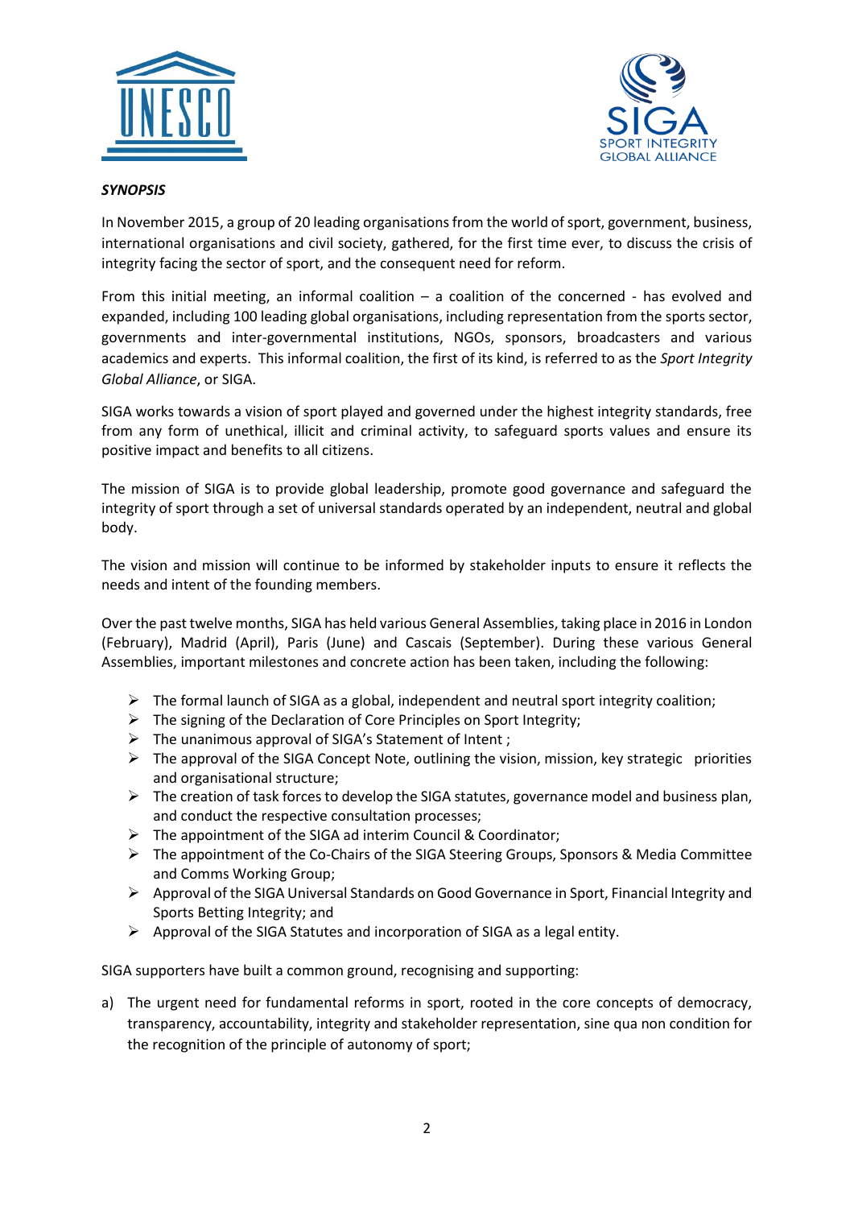***SYNOPSIS***

In November 2015, a group of 20 leading organisations from the world of sport, government, business, international organisations and civil society, gathered, for the first time ever, to discuss the crisis of integrity facing the sector of sport, and the consequent need for reform.

From this initial meeting, an informal coalition – a coalition of the concerned - has evolved and expanded, including 100 leading global organisations, including representation from the sports sector, governments and inter-governmental institutions, NGOs, sponsors, broadcasters and various academics and experts. This informal coalition, the first of its kind, is referred to as the *Sport Integrity Global Alliance*, or SIGA.

SIGA works towards a vision of sport played and governed under the highest integrity standards, free from any form of unethical, illicit and criminal activity, to safeguard sports values and ensure its positive impact and benefits to all citizens.

The mission of SIGA is to provide global leadership, promote good governance and safeguard the integrity of sport through a set of universal standards operated by an independent, neutral and global body.

The vision and mission will continue to be informed by stakeholder inputs to ensure it reflects the needs and intent of the founding members.

Over the past twelve months, SIGA has held various General Assemblies, taking place in 2016 in London (February), Madrid (April), Paris (June) and Cascais (September). During these various General Assemblies, important milestones and concrete action has been taken, including the following:

- The formal launch of SIGA as a global, independent and neutral sport integrity coalition;
- The signing of the Declaration of Core Principles on Sport Integrity;
- The unanimous approval of SIGA's Statement of Intent ;
- The approval of the SIGA Concept Note, outlining the vision, mission, key strategic priorities and organisational structure;
- The creation of task forces to develop the SIGA statutes, governance model and business plan, and conduct the respective consultation processes;
- The appointment of the SIGA ad interim Council & Coordinator;
- The appointment of the Co-Chairs of the SIGA Steering Groups, Sponsors & Media Committee and Comms Working Group;
- Approval of the SIGA Universal Standards on Good Governance in Sport, Financial Integrity and Sports Betting Integrity; and
- Approval of the SIGA Statutes and incorporation of SIGA as a legal entity.

SIGA supporters have built a common ground, recognising and supporting:

a) The urgent need for fundamental reforms in sport, rooted in the core concepts of democracy, transparency, accountability, integrity and stakeholder representation, sine qua non condition for the recognition of the principle of autonomy of sport;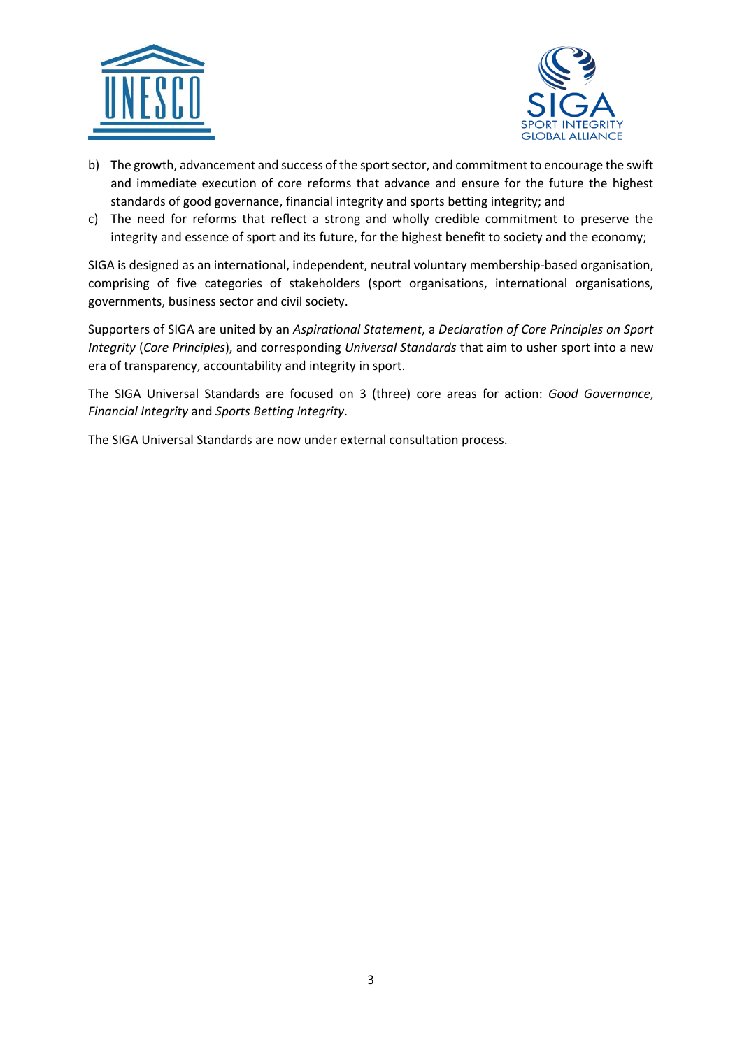b) The growth, advancement and success of the sport sector, and commitment to encourage the swift and immediate execution of core reforms that advance and ensure for the future the highest standards of good governance, financial integrity and sports betting integrity; and
c) The need for reforms that reflect a strong and wholly credible commitment to preserve the integrity and essence of sport and its future, for the highest benefit to society and the economy;

SIGA is designed as an international, independent, neutral voluntary membership-based organisation, comprising of five categories of stakeholders (sport organisations, international organisations, governments, business sector and civil society.

Supporters of SIGA are united by an *Aspirational Statement*, a *Declaration of Core Principles on Sport Integrity* (*Core Principles*), and corresponding *Universal Standards* that aim to usher sport into a new era of transparency, accountability and integrity in sport.

The SIGA Universal Standards are focused on 3 (three) core areas for action: *Good Governance*, *Financial Integrity* and *Sports Betting Integrity*.

The SIGA Universal Standards are now under external consultation process.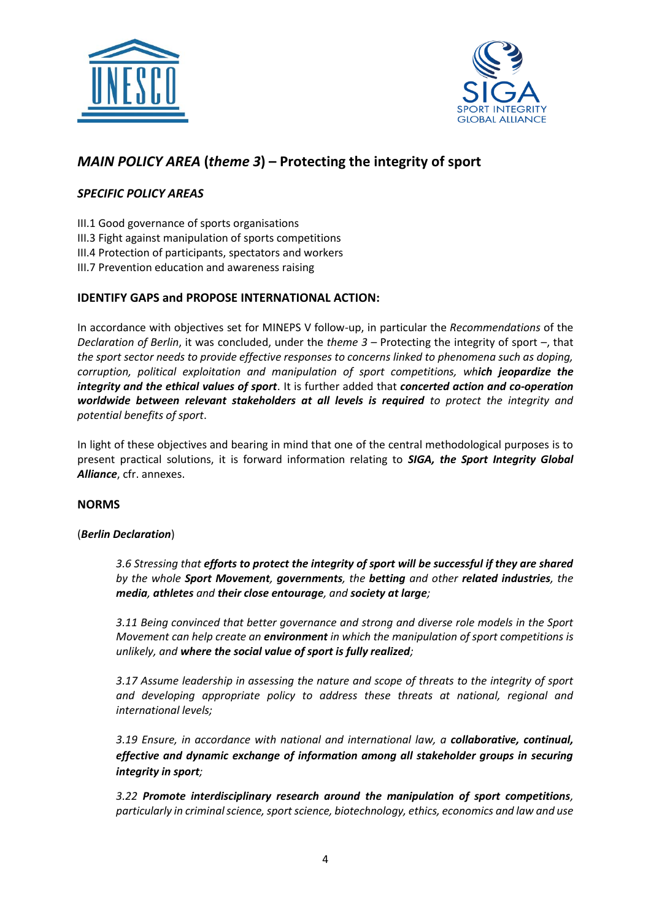## *MAIN POLICY AREA* (*theme 3*) – Protecting the integrity of sport

### *SPECIFIC POLICY AREAS*

III.1 Good governance of sports organisations
III.3 Fight against manipulation of sports competitions
III.4 Protection of participants, spectators and workers
III.7 Prevention education and awareness raising

### IDENTIFY GAPS and PROPOSE INTERNATIONAL ACTION:

In accordance with objectives set for MINEPS V follow-up, in particular the *Recommendations* of the *Declaration of Berlin*, it was concluded, under the *theme 3* – Protecting the integrity of sport –, that *the sport sector needs to provide effective responses to concerns linked to phenomena such as doping, corruption, political exploitation and manipulation of sport competitions, wh**ich jeopardize the integrity and the ethical values of sport***. It is further added that ***concerted action and co-operation worldwide between relevant stakeholders at all levels is required*** *to protect the integrity and potential benefits of sport*.

In light of these objectives and bearing in mind that one of the central methodological purposes is to present practical solutions, it is forward information relating to ***SIGA, the Sport Integrity Global Alliance***, cfr. annexes.

### NORMS

(***Berlin Declaration***)

> *3.6 Stressing that **efforts to protect the integrity of sport will be successful if they are shared** by the whole **Sport Movement**, **governments**, the **betting** and other **related industries**, the **media**, **athletes** and **their close entourage**, and **society at large**;*
>
> *3.11 Being convinced that better governance and strong and diverse role models in the Sport Movement can help create an **environment** in which the manipulation of sport competitions is unlikely, and **where the social value of sport is fully realized**;*
>
> *3.17 Assume leadership in assessing the nature and scope of threats to the integrity of sport and developing appropriate policy to address these threats at national, regional and international levels;*
>
> *3.19 Ensure, in accordance with national and international law, a **collaborative, continual, effective and dynamic exchange of information among all stakeholder groups in securing integrity in sport**;*
>
> *3.22 **Promote interdisciplinary research around the manipulation of sport competitions**, particularly in criminal science, sport science, biotechnology, ethics, economics and law and use*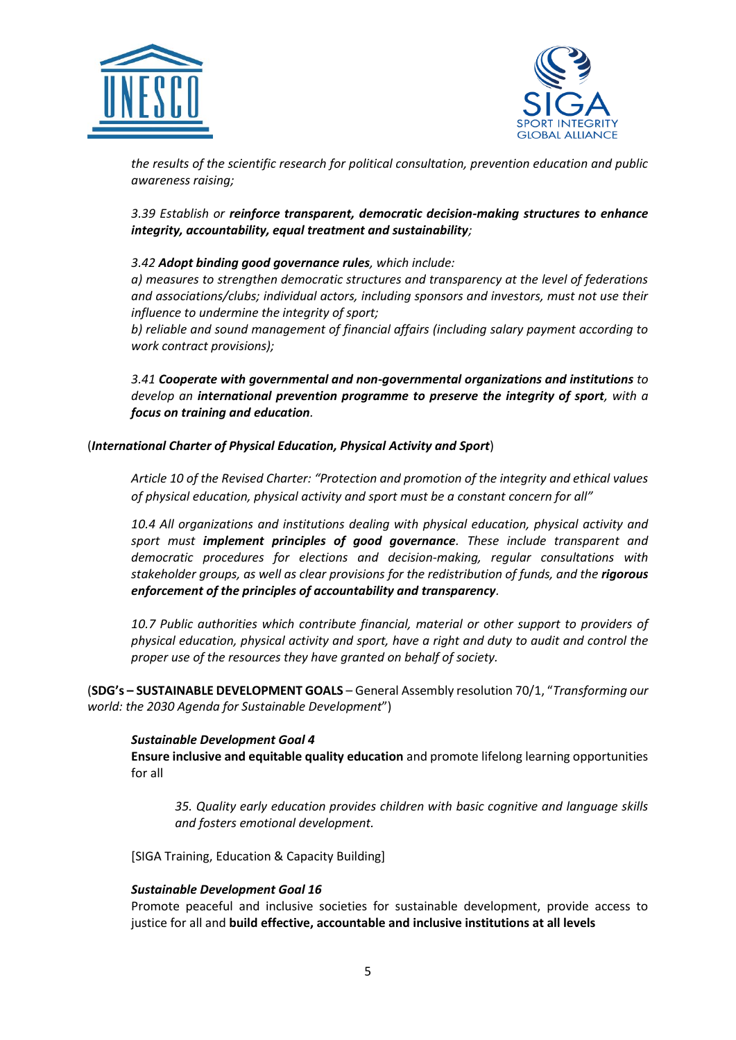*the results of the scientific research for political consultation, prevention education and public awareness raising;*

> *3.39 Establish or **reinforce transparent, democratic decision-making structures to enhance integrity, accountability, equal treatment and sustainability**;*
>
> *3.42 **Adopt binding good governance rules**, which include:*
> *a) measures to strengthen democratic structures and transparency at the level of federations and associations/clubs; individual actors, including sponsors and investors, must not use their influence to undermine the integrity of sport;*
> *b) reliable and sound management of financial affairs (including salary payment according to work contract provisions);*
>
> *3.41 **Cooperate with governmental and non-governmental organizations and institutions** to develop an **international prevention programme to preserve the integrity of sport**, with a **focus on training and education**.*

(***International Charter of Physical Education, Physical Activity and Sport***)

> *Article 10 of the Revised Charter: "Protection and promotion of the integrity and ethical values of physical education, physical activity and sport must be a constant concern for all"*
>
> *10.4 All organizations and institutions dealing with physical education, physical activity and sport must **implement principles of good governance**. These include transparent and democratic procedures for elections and decision-making, regular consultations with stakeholder groups, as well as clear provisions for the redistribution of funds, and the **rigorous enforcement of the principles of accountability and transparency**.*
>
> *10.7 Public authorities which contribute financial, material or other support to providers of physical education, physical activity and sport, have a right and duty to audit and control the proper use of the resources they have granted on behalf of society.*

(**SDG's – SUSTAINABLE DEVELOPMENT GOALS** – General Assembly resolution 70/1, "*Transforming our world: the 2030 Agenda for Sustainable Development*")

> ***Sustainable Development Goal 4***
> **Ensure inclusive and equitable quality education** and promote lifelong learning opportunities for all
>
> > *35. Quality early education provides children with basic cognitive and language skills and fosters emotional development.*
>
> [SIGA Training, Education & Capacity Building]
>
> ***Sustainable Development Goal 16***
> Promote peaceful and inclusive societies for sustainable development, provide access to justice for all and **build effective, accountable and inclusive institutions at all levels**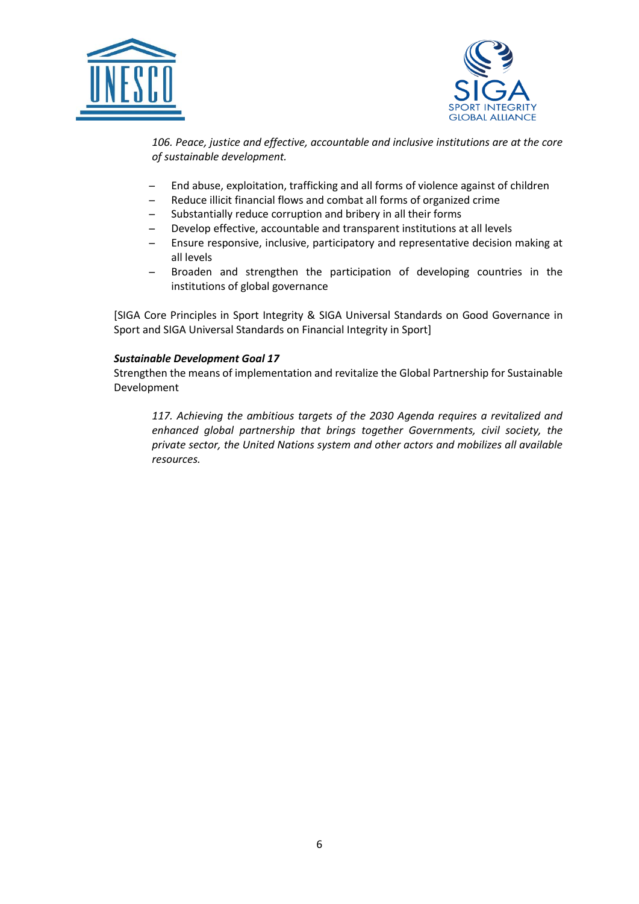> *106. Peace, justice and effective, accountable and inclusive institutions are at the core of sustainable development.*

- End abuse, exploitation, trafficking and all forms of violence against of children
- Reduce illicit financial flows and combat all forms of organized crime
- Substantially reduce corruption and bribery in all their forms
- Develop effective, accountable and transparent institutions at all levels
- Ensure responsive, inclusive, participatory and representative decision making at all levels
- Broaden and strengthen the participation of developing countries in the institutions of global governance

[SIGA Core Principles in Sport Integrity & SIGA Universal Standards on Good Governance in Sport and SIGA Universal Standards on Financial Integrity in Sport]

***Sustainable Development Goal 17***

Strengthen the means of implementation and revitalize the Global Partnership for Sustainable Development

> *117. Achieving the ambitious targets of the 2030 Agenda requires a revitalized and enhanced global partnership that brings together Governments, civil society, the private sector, the United Nations system and other actors and mobilizes all available resources.*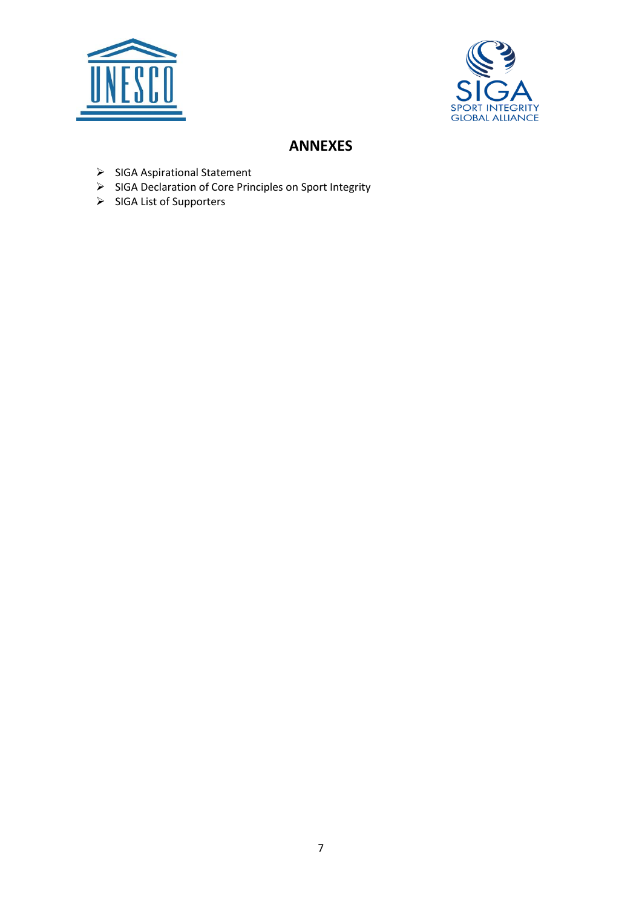# ANNEXES

- SIGA Aspirational Statement
- SIGA Declaration of Core Principles on Sport Integrity
- SIGA List of Supporters